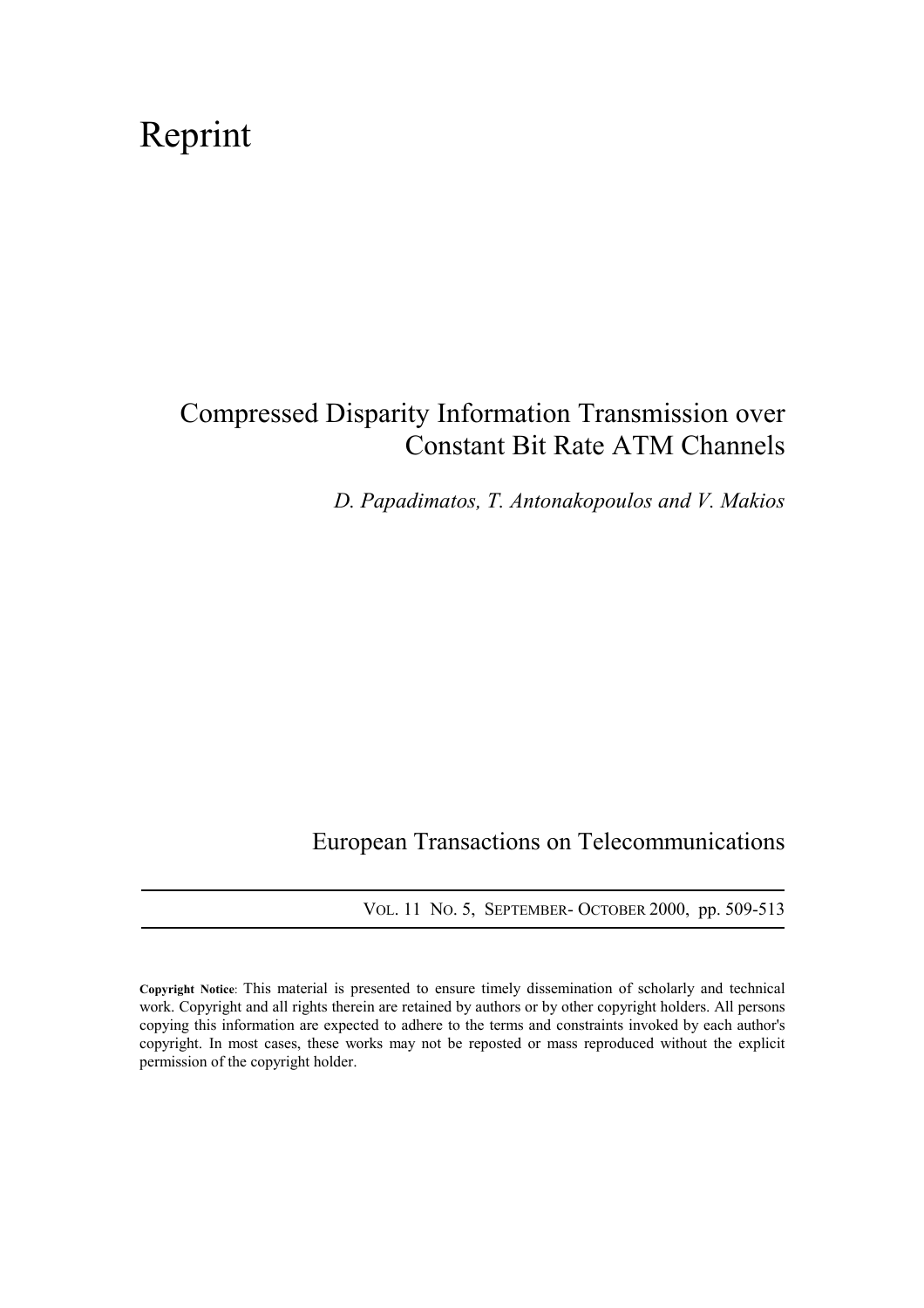# Reprint

## Compressed Disparity Information Transmission over Constant Bit Rate ATM Channels

*D. Papadimatos, T. Antonakopoulos and V. Makios*

European Transactions on Telecommunications

VOL. 11 NO. 5, SEPTEMBER- OCTOBER 2000, pp. 509-513

**Copyright Notice**: This material is presented to ensure timely dissemination of scholarly and technical work. Copyright and all rights therein are retained by authors or by other copyright holders. All persons copying this information are expected to adhere to the terms and constraints invoked by each author's copyright. In most cases, these works may not be reposted or mass reproduced without the explicit permission of the copyright holder.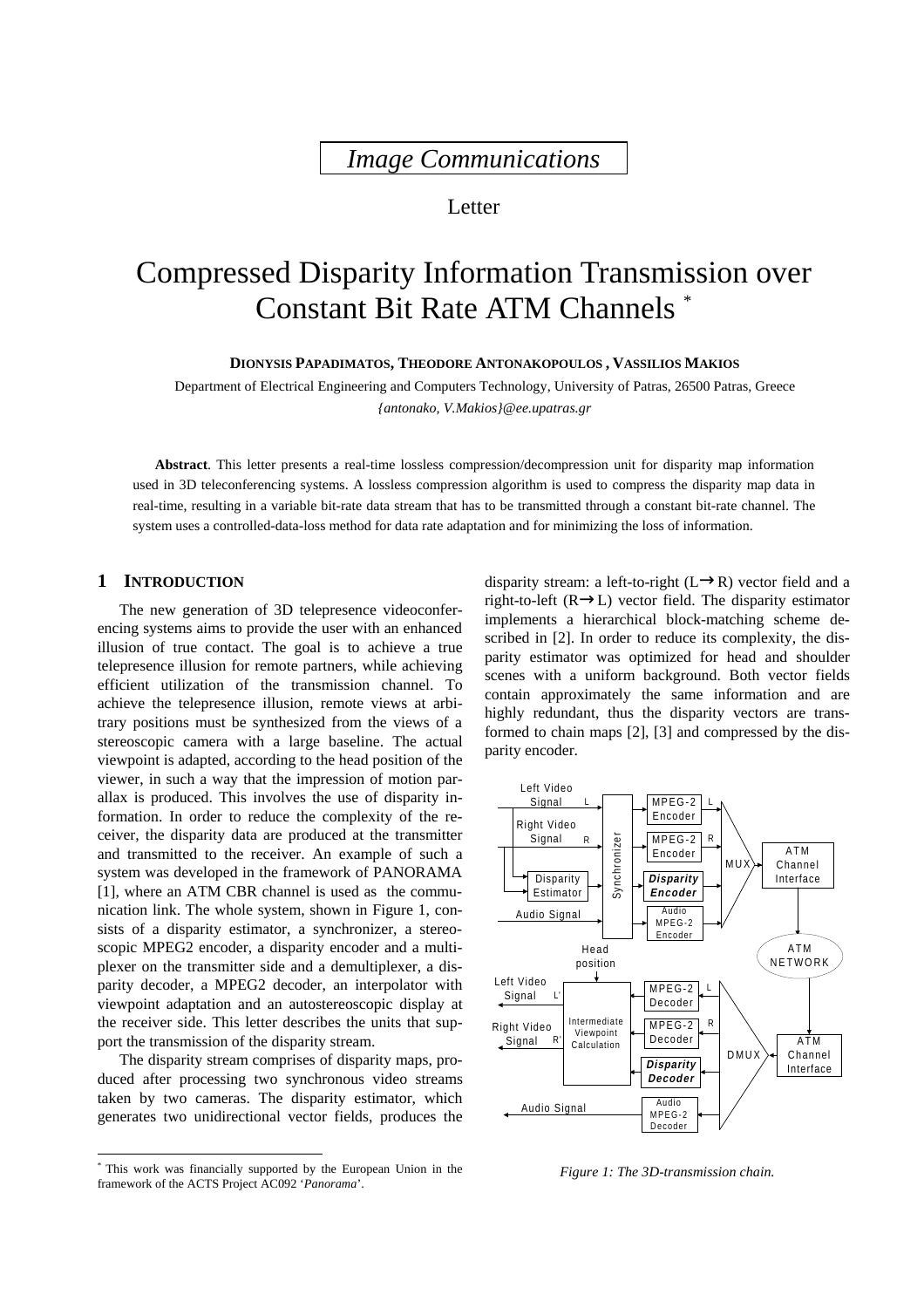*Image Communications*

Letter

# Compressed Disparity Information Transmission over Constant Bit Rate ATM Channels [*]

**DIONYSIS PAPADIMATOS, THEODORE ANTONAKOPOULOS , VASSILIOS MAKIOS**

Department of Electrical Engineering and Computers Technology, University of Patras, 26500 Patras, Greece

*{antonako, V.Makios}@ee.upatras.gr*

**Abstract**. This letter presents a real-time lossless compression/decompression unit for disparity map information used in 3D teleconferencing systems. A lossless compression algorithm is used to compress the disparity map data in real-time, resulting in a variable bit-rate data stream that has to be transmitted through a constant bit-rate channel. The system uses a controlled-data-loss method for data rate adaptation and for minimizing the loss of information.

## 1 INTRODUCTION

The new generation of 3D telepresence videoconferencing systems aims to provide the user with an enhanced illusion of true contact. The goal is to achieve a true telepresence illusion for remote partners, while achieving efficient utilization of the transmission channel. To achieve the telepresence illusion, remote views at arbitrary positions must be synthesized from the views of a stereoscopic camera with a large baseline. The actual viewpoint is adapted, according to the head position of the viewer, in such a way that the impression of motion parallax is produced. This involves the use of disparity information. In order to reduce the complexity of the receiver, the disparity data are produced at the transmitter and transmitted to the receiver. An example of such a system was developed in the framework of PANORAMA [1], where an ATM CBR channel is used as the communication link. The whole system, shown in Figure 1, consists of a disparity estimator, a synchronizer, a stereoscopic MPEG2 encoder, a disparity encoder and a multiplexer on the transmitter side and a demultiplexer, a disparity decoder, a MPEG2 decoder, an interpolator with viewpoint adaptation and an autostereoscopic display at the receiver side. This letter describes the units that support the transmission of the disparity stream.

The disparity stream comprises of disparity maps, produced after processing two synchronous video streams taken by two cameras. The disparity estimator, which generates two unidirectional vector fields, produces the disparity stream: a left-to-right (L→R) vector field and a right-to-left (R→L) vector field. The disparity estimator implements a hierarchical block-matching scheme described in [2]. In order to reduce its complexity, the disparity estimator was optimized for head and shoulder scenes with a uniform background. Both vector fields contain approximately the same information and are highly redundant, thus the disparity vectors are transformed to chain maps [2], [3] and compressed by the disparity encoder.

*Figure 1: The 3D-transmission chain.*

[*] This work was financially supported by the European Union in the framework of the ACTS Project AC092 '*Panorama*'.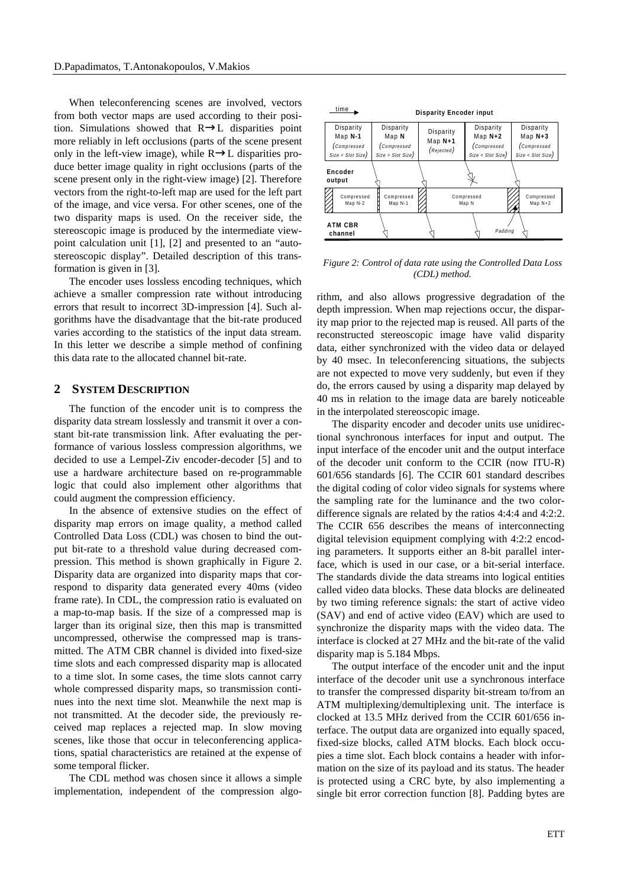When teleconferencing scenes are involved, vectors from both vector maps are used according to their position. Simulations showed that R→L disparities point more reliably in left occlusions (parts of the scene present only in the left-view image), while R→L disparities produce better image quality in right occlusions (parts of the scene present only in the right-view image) [2]. Therefore vectors from the right-to-left map are used for the left part of the image, and vice versa. For other scenes, one of the two disparity maps is used. On the receiver side, the stereoscopic image is produced by the intermediate viewpoint calculation unit [1], [2] and presented to an "autostereoscopic display". Detailed description of this transformation is given in [3].

The encoder uses lossless encoding techniques, which achieve a smaller compression rate without introducing errors that result to incorrect 3D-impression [4]. Such algorithms have the disadvantage that the bit-rate produced varies according to the statistics of the input data stream. In this letter we describe a simple method of confining this data rate to the allocated channel bit-rate.

## 2 SYSTEM DESCRIPTION

The function of the encoder unit is to compress the disparity data stream losslessly and transmit it over a constant bit-rate transmission link. After evaluating the performance of various lossless compression algorithms, we decided to use a Lempel-Ziv encoder-decoder [5] and to use a hardware architecture based on re-programmable logic that could also implement other algorithms that could augment the compression efficiency.

In the absence of extensive studies on the effect of disparity map errors on image quality, a method called Controlled Data Loss (CDL) was chosen to bind the output bit-rate to a threshold value during decreased compression. This method is shown graphically in Figure 2. Disparity data are organized into disparity maps that correspond to disparity data generated every 40ms (video frame rate). In CDL, the compression ratio is evaluated on a map-to-map basis. If the size of a compressed map is larger than its original size, then this map is transmitted uncompressed, otherwise the compressed map is transmitted. The ATM CBR channel is divided into fixed-size time slots and each compressed disparity map is allocated to a time slot. In some cases, the time slots cannot carry whole compressed disparity maps, so transmission continues into the next time slot. Meanwhile the next map is not transmitted. At the decoder side, the previously received map replaces a rejected map. In slow moving scenes, like those that occur in teleconferencing applications, spatial characteristics are retained at the expense of some temporal flicker.

The CDL method was chosen since it allows a simple implementation, independent of the compression algorithm, and also allows progressive degradation of the depth impression. When map rejections occur, the disparity map prior to the rejected map is reused. All parts of the reconstructed stereoscopic image have valid disparity data, either synchronized with the video data or delayed by 40 msec. In teleconferencing situations, the subjects are not expected to move very suddenly, but even if they do, the errors caused by using a disparity map delayed by 40 ms in relation to the image data are barely noticeable in the interpolated stereoscopic image.

| Disparity Encoder input | | | | |
|---|---|---|---|---|
| Disparity Map **N-1** (Compressed Size < Slot Size) | Disparity Map **N** (Compressed Size > Slot Size) | Disparity Map **N+1** (Rejected) | Disparity Map **N+2** (Compressed Size < Slot Size) | Disparity Map **N+3** (Compressed Size < Slot Size) |
| **Encoder output**: Compressed Map N-2 | Compressed Map N-1 | Compressed Map N | | Compressed Map N+2 |
| **ATM CBR channel** | | | Padding | |

*Figure 2: Control of data rate using the Controlled Data Loss (CDL) method.*

The disparity encoder and decoder units use unidirectional synchronous interfaces for input and output. The input interface of the encoder unit and the output interface of the decoder unit conform to the CCIR (now ITU-R) 601/656 standards [6]. The CCIR 601 standard describes the digital coding of color video signals for systems where the sampling rate for the luminance and the two color-difference signals are related by the ratios 4:4:4 and 4:2:2. The CCIR 656 describes the means of interconnecting digital television equipment complying with 4:2:2 encoding parameters. It supports either an 8-bit parallel interface, which is used in our case, or a bit-serial interface. The standards divide the data streams into logical entities called video data blocks. These data blocks are delineated by two timing reference signals: the start of active video (SAV) and end of active video (EAV) which are used to synchronize the disparity maps with the video data. The interface is clocked at 27 MHz and the bit-rate of the valid disparity map is 5.184 Mbps.

The output interface of the encoder unit and the input interface of the decoder unit use a synchronous interface to transfer the compressed disparity bit-stream to/from an ATM multiplexing/demultiplexing unit. The interface is clocked at 13.5 MHz derived from the CCIR 601/656 interface. The output data are organized into equally spaced, fixed-size blocks, called ATM blocks. Each block occupies a time slot. Each block contains a header with information on the size of its payload and its status. The header is protected using a CRC byte, by also implementing a single bit error correction function [8]. Padding bytes are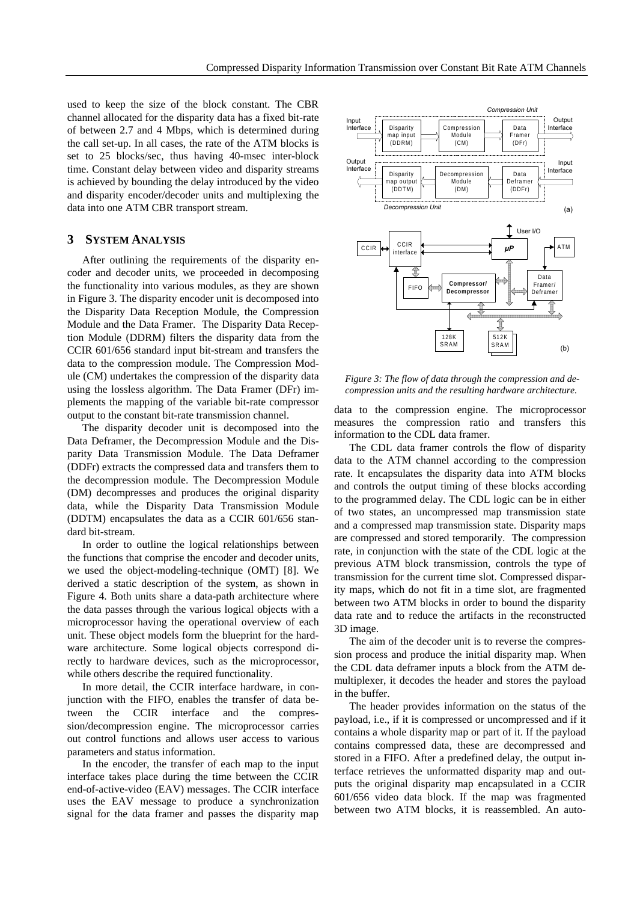used to keep the size of the block constant. The CBR channel allocated for the disparity data has a fixed bit-rate of between 2.7 and 4 Mbps, which is determined during the call set-up. In all cases, the rate of the ATM blocks is set to 25 blocks/sec, thus having 40-msec inter-block time. Constant delay between video and disparity streams is achieved by bounding the delay introduced by the video and disparity encoder/decoder units and multiplexing the data into one ATM CBR transport stream.

## 3 SYSTEM ANALYSIS

After outlining the requirements of the disparity encoder and decoder units, we proceeded in decomposing the functionality into various modules, as they are shown in Figure 3. The disparity encoder unit is decomposed into the Disparity Data Reception Module, the Compression Module and the Data Framer. The Disparity Data Reception Module (DDRM) filters the disparity data from the CCIR 601/656 standard input bit-stream and transfers the data to the compression module. The Compression Module (CM) undertakes the compression of the disparity data using the lossless algorithm. The Data Framer (DFr) implements the mapping of the variable bit-rate compressor output to the constant bit-rate transmission channel.

The disparity decoder unit is decomposed into the Data Deframer, the Decompression Module and the Disparity Data Transmission Module. The Data Deframer (DDFr) extracts the compressed data and transfers them to the decompression module. The Decompression Module (DM) decompresses and produces the original disparity data, while the Disparity Data Transmission Module (DDTM) encapsulates the data as a CCIR 601/656 standard bit-stream.

In order to outline the logical relationships between the functions that comprise the encoder and decoder units, we used the object-modeling-technique (OMT) [8]. We derived a static description of the system, as shown in Figure 4. Both units share a data-path architecture where the data passes through the various logical objects with a microprocessor having the operational overview of each unit. These object models form the blueprint for the hardware architecture. Some logical objects correspond directly to hardware devices, such as the microprocessor, while others describe the required functionality.

In more detail, the CCIR interface hardware, in conjunction with the FIFO, enables the transfer of data between the CCIR interface and the compression/decompression engine. The microprocessor carries out control functions and allows user access to various parameters and status information.

In the encoder, the transfer of each map to the input interface takes place during the time between the CCIR end-of-active-video (EAV) messages. The CCIR interface uses the EAV message to produce a synchronization signal for the data framer and passes the disparity map

Compression Unit
Input Interface
Disparity map input (DDRM)
Compression Module (CM)
Data Framer (DFr)
Output Interface
Output Interface
Disparity map output (DDTM)
Decompression Module (DM)
Data Deframer (DDFr)
Input Interface
Decompression Unit
(a)

User I/O
CCIR
CCIR interface
μP
ATM
FIFO
Compressor/ Decompressor
Data Framer/ Deframer
128K SRAM
512K SRAM
(b)

*Figure 3: The flow of data through the compression and decompression units and the resulting hardware architecture.*

data to the compression engine. The microprocessor measures the compression ratio and transfers this information to the CDL data framer.

The CDL data framer controls the flow of disparity data to the ATM channel according to the compression rate. It encapsulates the disparity data into ATM blocks and controls the output timing of these blocks according to the programmed delay. The CDL logic can be in either of two states, an uncompressed map transmission state and a compressed map transmission state. Disparity maps are compressed and stored temporarily. The compression rate, in conjunction with the state of the CDL logic at the previous ATM block transmission, controls the type of transmission for the current time slot. Compressed disparity maps, which do not fit in a time slot, are fragmented between two ATM blocks in order to bound the disparity data rate and to reduce the artifacts in the reconstructed 3D image.

The aim of the decoder unit is to reverse the compression process and produce the initial disparity map. When the CDL data deframer inputs a block from the ATM demultiplexer, it decodes the header and stores the payload in the buffer.

The header provides information on the status of the payload, i.e., if it is compressed or uncompressed and if it contains a whole disparity map or part of it. If the payload contains compressed data, these are decompressed and stored in a FIFO. After a predefined delay, the output interface retrieves the unformatted disparity map and outputs the original disparity map encapsulated in a CCIR 601/656 video data block. If the map was fragmented between two ATM blocks, it is reassembled. An auto-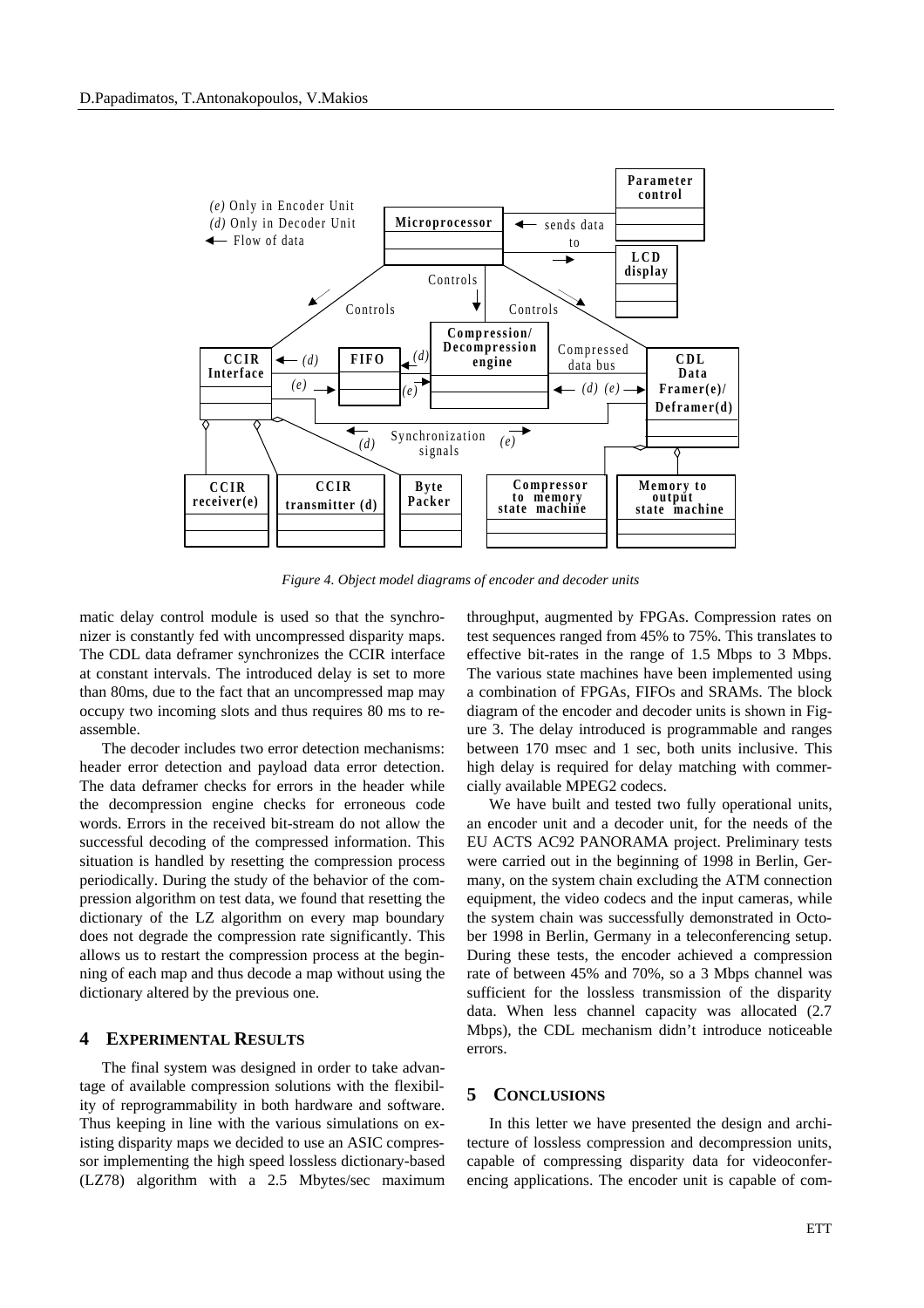*Figure 4. Object model diagrams of encoder and decoder units*

matic delay control module is used so that the synchronizer is constantly fed with uncompressed disparity maps. The CDL data deframer synchronizes the CCIR interface at constant intervals. The introduced delay is set to more than 80ms, due to the fact that an uncompressed map may occupy two incoming slots and thus requires 80 ms to reassemble.

The decoder includes two error detection mechanisms: header error detection and payload data error detection. The data deframer checks for errors in the header while the decompression engine checks for erroneous code words. Errors in the received bit-stream do not allow the successful decoding of the compressed information. This situation is handled by resetting the compression process periodically. During the study of the behavior of the compression algorithm on test data, we found that resetting the dictionary of the LZ algorithm on every map boundary does not degrade the compression rate significantly. This allows us to restart the compression process at the beginning of each map and thus decode a map without using the dictionary altered by the previous one.

## 4 Experimental Results

The final system was designed in order to take advantage of available compression solutions with the flexibility of reprogrammability in both hardware and software. Thus keeping in line with the various simulations on existing disparity maps we decided to use an ASIC compressor implementing the high speed lossless dictionary-based (LZ78) algorithm with a 2.5 Mbytes/sec maximum throughput, augmented by FPGAs. Compression rates on test sequences ranged from 45% to 75%. This translates to effective bit-rates in the range of 1.5 Mbps to 3 Mbps. The various state machines have been implemented using a combination of FPGAs, FIFOs and SRAMs. The block diagram of the encoder and decoder units is shown in Figure 3. The delay introduced is programmable and ranges between 170 msec and 1 sec, both units inclusive. This high delay is required for delay matching with commercially available MPEG2 codecs.

We have built and tested two fully operational units, an encoder unit and a decoder unit, for the needs of the EU ACTS AC92 PANORAMA project. Preliminary tests were carried out in the beginning of 1998 in Berlin, Germany, on the system chain excluding the ATM connection equipment, the video codecs and the input cameras, while the system chain was successfully demonstrated in October 1998 in Berlin, Germany in a teleconferencing setup. During these tests, the encoder achieved a compression rate of between 45% and 70%, so a 3 Mbps channel was sufficient for the lossless transmission of the disparity data. When less channel capacity was allocated (2.7 Mbps), the CDL mechanism didn't introduce noticeable errors.

## 5 Conclusions

In this letter we have presented the design and architecture of lossless compression and decompression units, capable of compressing disparity data for videoconferencing applications. The encoder unit is capable of com-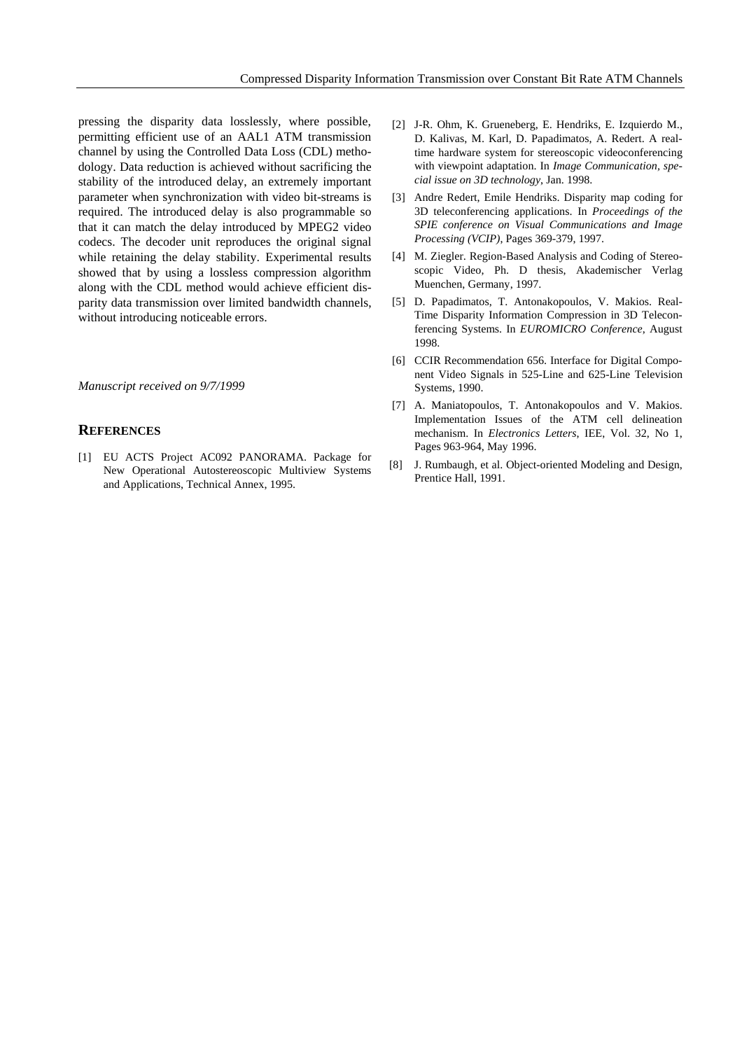pressing the disparity data losslessly, where possible, permitting efficient use of an AAL1 ATM transmission channel by using the Controlled Data Loss (CDL) methodology. Data reduction is achieved without sacrificing the stability of the introduced delay, an extremely important parameter when synchronization with video bit-streams is required. The introduced delay is also programmable so that it can match the delay introduced by MPEG2 video codecs. The decoder unit reproduces the original signal while retaining the delay stability. Experimental results showed that by using a lossless compression algorithm along with the CDL method would achieve efficient disparity data transmission over limited bandwidth channels, without introducing noticeable errors.

*Manuscript received on 9/7/1999*

## REFERENCES

[1] EU ACTS Project AC092 PANORAMA. Package for New Operational Autostereoscopic Multiview Systems and Applications, Technical Annex, 1995.

[2] J-R. Ohm, K. Grueneberg, E. Hendriks, E. Izquierdo M., D. Kalivas, M. Karl, D. Papadimatos, A. Redert. A real-time hardware system for stereoscopic videoconferencing with viewpoint adaptation. In *Image Communication, special issue on 3D technology*, Jan. 1998.

[3] Andre Redert, Emile Hendriks. Disparity map coding for 3D teleconferencing applications. In *Proceedings of the SPIE conference on Visual Communications and Image Processing (VCIP)*, Pages 369-379, 1997.

[4] M. Ziegler. Region-Based Analysis and Coding of Stereoscopic Video, Ph. D thesis, Akademischer Verlag Muenchen, Germany, 1997.

[5] D. Papadimatos, T. Antonakopoulos, V. Makios. Real-Time Disparity Information Compression in 3D Teleconferencing Systems. In *EUROMICRO Conference*, August 1998.

[6] CCIR Recommendation 656. Interface for Digital Component Video Signals in 525-Line and 625-Line Television Systems, 1990.

[7] A. Maniatopoulos, T. Antonakopoulos and V. Makios. Implementation Issues of the ATM cell delineation mechanism. In *Electronics Letters*, IEE, Vol. 32, No 1, Pages 963-964, May 1996.

[8] J. Rumbaugh, et al. Object-oriented Modeling and Design, Prentice Hall, 1991.